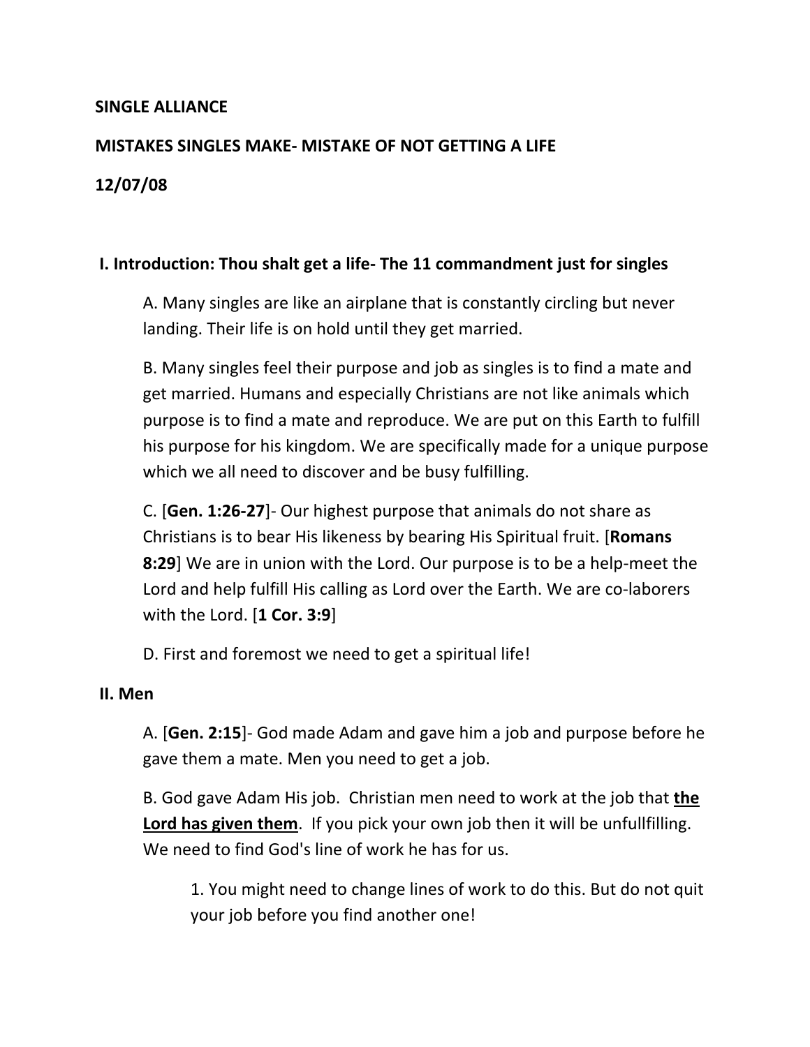**SINGLE ALLIANCE**

**MISTAKES SINGLES MAKE- MISTAKE OF NOT GETTING A LIFE**

**12/07/08**

## I. Introduction: Thou shalt get a life- The 11 commandment just for singles

A. Many singles are like an airplane that is constantly circling but never landing. Their life is on hold until they get married.

B. Many singles feel their purpose and job as singles is to find a mate and get married. Humans and especially Christians are not like animals which purpose is to find a mate and reproduce. We are put on this Earth to fulfill his purpose for his kingdom. We are specifically made for a unique purpose which we all need to discover and be busy fulfilling.

C. [**Gen. 1:26-27**]- Our highest purpose that animals do not share as Christians is to bear His likeness by bearing His Spiritual fruit. [**Romans 8:29**] We are in union with the Lord. Our purpose is to be a help-meet the Lord and help fulfill His calling as Lord over the Earth. We are co-laborers with the Lord. [**1 Cor. 3:9**]

D. First and foremost we need to get a spiritual life!

## II. Men

A. [**Gen. 2:15**]- God made Adam and gave him a job and purpose before he gave them a mate. Men you need to get a job.

B. God gave Adam His job. Christian men need to work at the job that **<u>the Lord has given them</u>**. If you pick your own job then it will be unfullfilling. We need to find God's line of work he has for us.

1. You might need to change lines of work to do this. But do not quit your job before you find another one!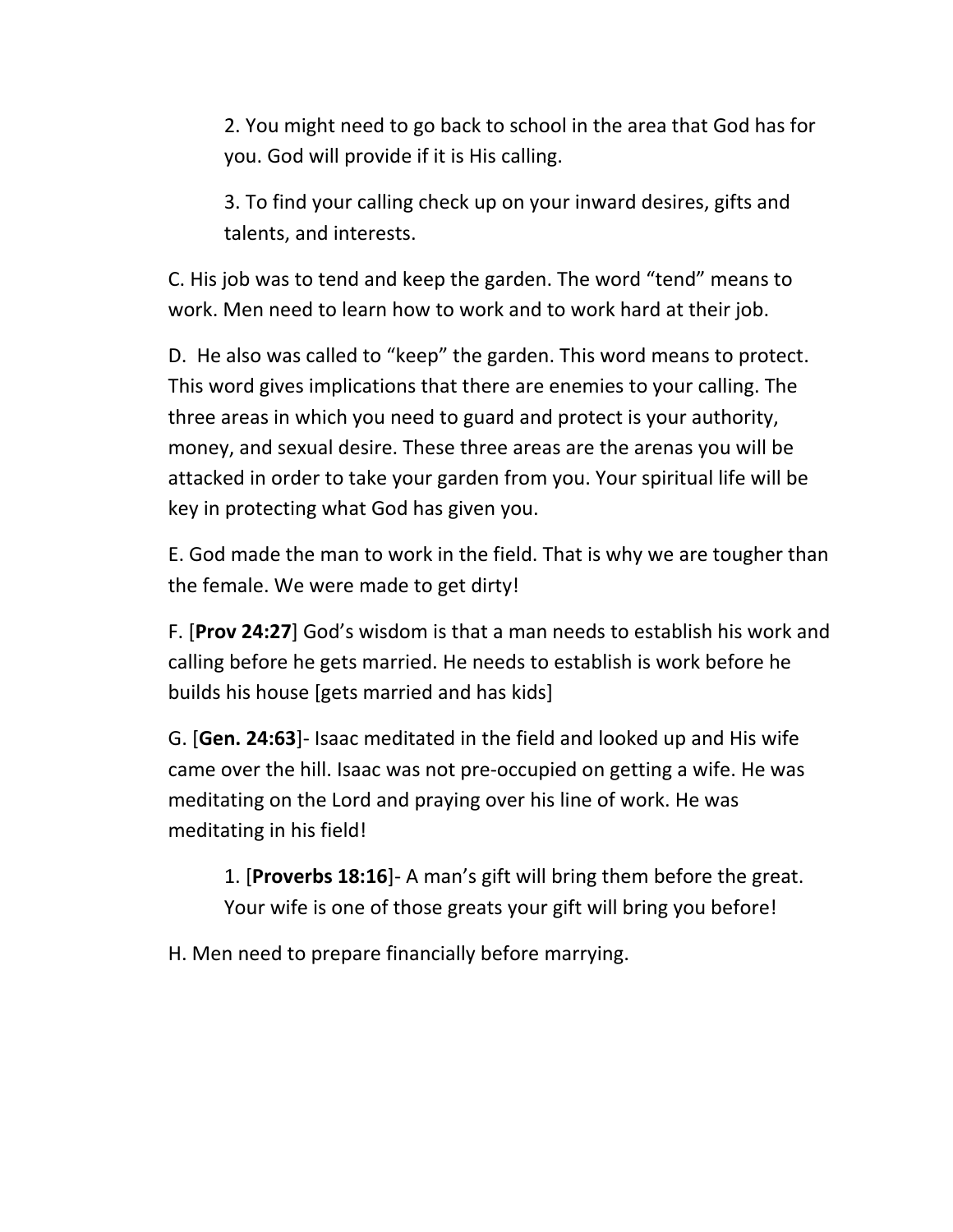2. You might need to go back to school in the area that God has for you. God will provide if it is His calling.

3. To find your calling check up on your inward desires, gifts and talents, and interests.

C. His job was to tend and keep the garden. The word “tend” means to work. Men need to learn how to work and to work hard at their job.

D.  He also was called to “keep” the garden. This word means to protect. This word gives implications that there are enemies to your calling. The three areas in which you need to guard and protect is your authority, money, and sexual desire. These three areas are the arenas you will be attacked in order to take your garden from you. Your spiritual life will be key in protecting what God has given you.

E. God made the man to work in the field. That is why we are tougher than the female. We were made to get dirty!

F. [**Prov 24:27**] God’s wisdom is that a man needs to establish his work and calling before he gets married. He needs to establish is work before he builds his house [gets married and has kids]

G. [**Gen. 24:63**]- Isaac meditated in the field and looked up and His wife came over the hill. Isaac was not pre-occupied on getting a wife. He was meditating on the Lord and praying over his line of work. He was meditating in his field!

1. [**Proverbs 18:16**]- A man’s gift will bring them before the great. Your wife is one of those greats your gift will bring you before!

H. Men need to prepare financially before marrying.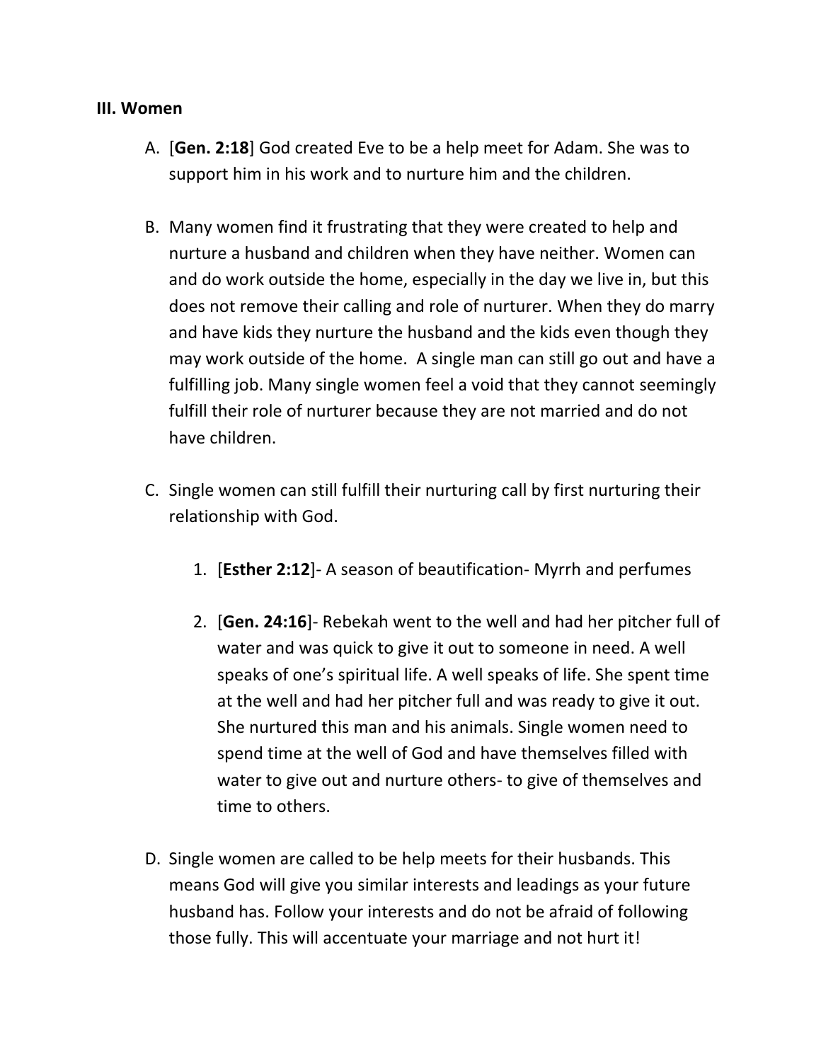**III. Women**

A. [**Gen. 2:18**] God created Eve to be a help meet for Adam. She was to support him in his work and to nurture him and the children.

B. Many women find it frustrating that they were created to help and nurture a husband and children when they have neither. Women can and do work outside the home, especially in the day we live in, but this does not remove their calling and role of nurturer. When they do marry and have kids they nurture the husband and the kids even though they may work outside of the home. A single man can still go out and have a fulfilling job. Many single women feel a void that they cannot seemingly fulfill their role of nurturer because they are not married and do not have children.

C. Single women can still fulfill their nurturing call by first nurturing their relationship with God.

   1. [**Esther 2:12**]- A season of beautification- Myrrh and perfumes

   2. [**Gen. 24:16**]- Rebekah went to the well and had her pitcher full of water and was quick to give it out to someone in need. A well speaks of one's spiritual life. A well speaks of life. She spent time at the well and had her pitcher full and was ready to give it out. She nurtured this man and his animals. Single women need to spend time at the well of God and have themselves filled with water to give out and nurture others- to give of themselves and time to others.

D. Single women are called to be help meets for their husbands. This means God will give you similar interests and leadings as your future husband has. Follow your interests and do not be afraid of following those fully. This will accentuate your marriage and not hurt it!